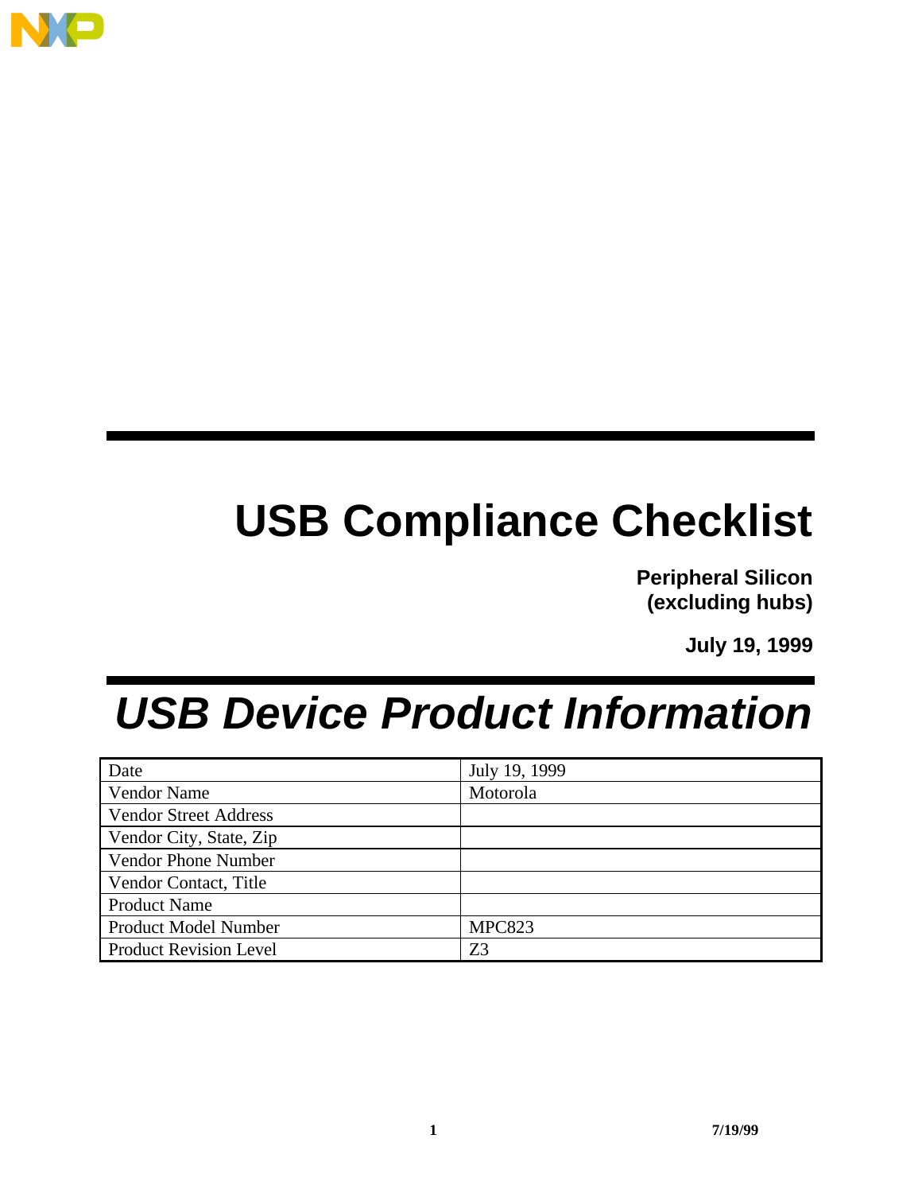# USB Compliance Checklist

**Peripheral Silicon**
**(excluding hubs)**

**July 19, 1999**

## *USB Device Product Information*

| Date | July 19, 1999 |
|---|---|
| Vendor Name | Motorola |
| Vendor Street Address | |
| Vendor City, State, Zip | |
| Vendor Phone Number | |
| Vendor Contact, Title | |
| Product Name | |
| Product Model Number | MPC823 |
| Product Revision Level | Z3 |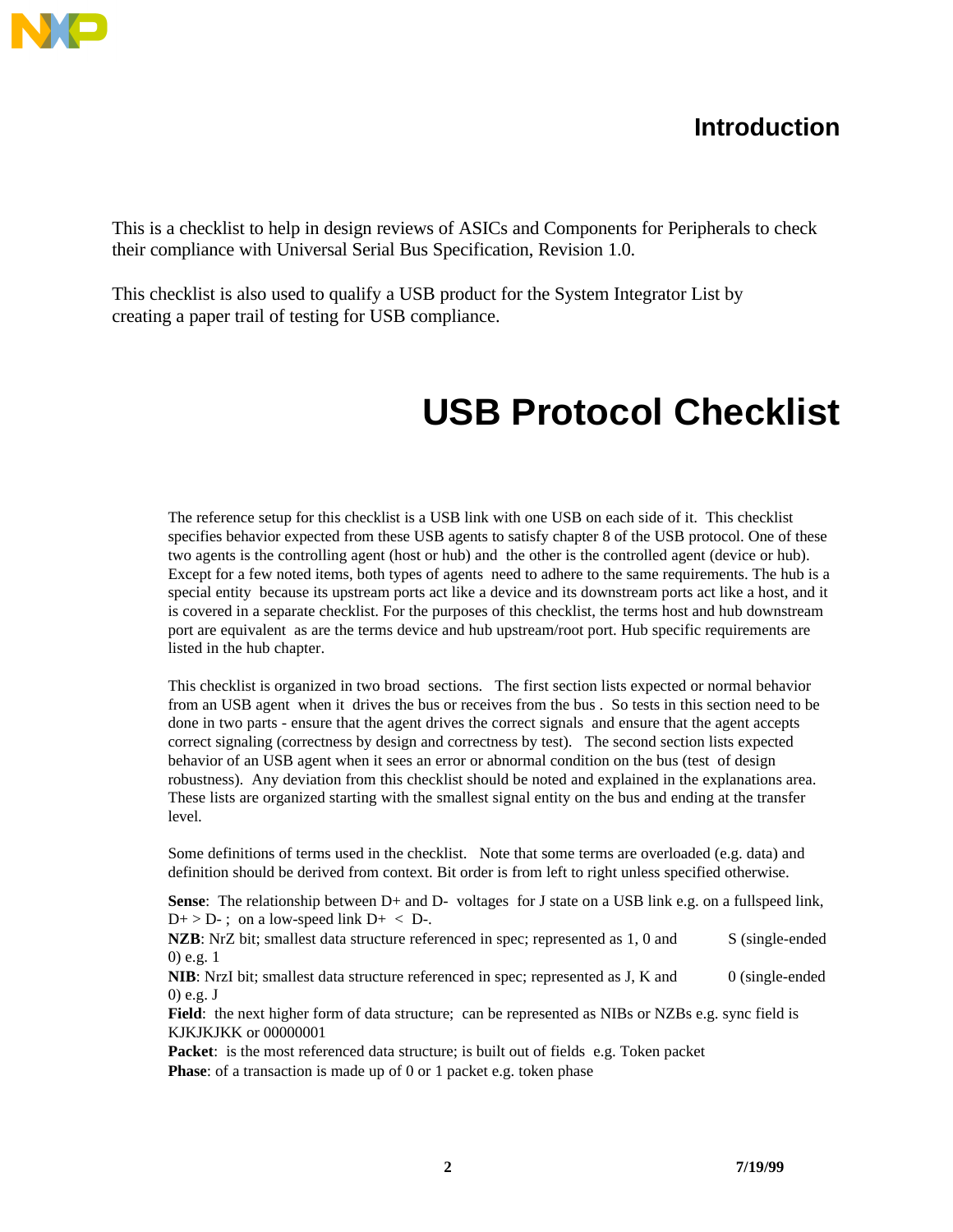## Introduction

This is a checklist to help in design reviews of ASICs and Components for Peripherals to check their compliance with Universal Serial Bus Specification, Revision 1.0.

This checklist is also used to qualify a USB product for the System Integrator List by creating a paper trail of testing for USB compliance.

# USB Protocol Checklist

The reference setup for this checklist is a USB link with one USB on each side of it. This checklist specifies behavior expected from these USB agents to satisfy chapter 8 of the USB protocol. One of these two agents is the controlling agent (host or hub) and the other is the controlled agent (device or hub). Except for a few noted items, both types of agents need to adhere to the same requirements. The hub is a special entity because its upstream ports act like a device and its downstream ports act like a host, and it is covered in a separate checklist. For the purposes of this checklist, the terms host and hub downstream port are equivalent as are the terms device and hub upstream/root port. Hub specific requirements are listed in the hub chapter.

This checklist is organized in two broad sections. The first section lists expected or normal behavior from an USB agent when it drives the bus or receives from the bus . So tests in this section need to be done in two parts - ensure that the agent drives the correct signals and ensure that the agent accepts correct signaling (correctness by design and correctness by test). The second section lists expected behavior of an USB agent when it sees an error or abnormal condition on the bus (test of design robustness). Any deviation from this checklist should be noted and explained in the explanations area. These lists are organized starting with the smallest signal entity on the bus and ending at the transfer level.

Some definitions of terms used in the checklist. Note that some terms are overloaded (e.g. data) and definition should be derived from context. Bit order is from left to right unless specified otherwise.

**Sense**: The relationship between D+ and D- voltages for J state on a USB link e.g. on a fullspeed link, D+ > D- ; on a low-speed link D+ < D-.
**NZB**: NrZ bit; smallest data structure referenced in spec; represented as 1, 0 and S (single-ended 0) e.g. 1
**NIB**: NrzI bit; smallest data structure referenced in spec; represented as J, K and 0 (single-ended 0) e.g. J
**Field**: the next higher form of data structure; can be represented as NIBs or NZBs e.g. sync field is KJKJKJKK or 00000001
**Packet**: is the most referenced data structure; is built out of fields e.g. Token packet
**Phase**: of a transaction is made up of 0 or 1 packet e.g. token phase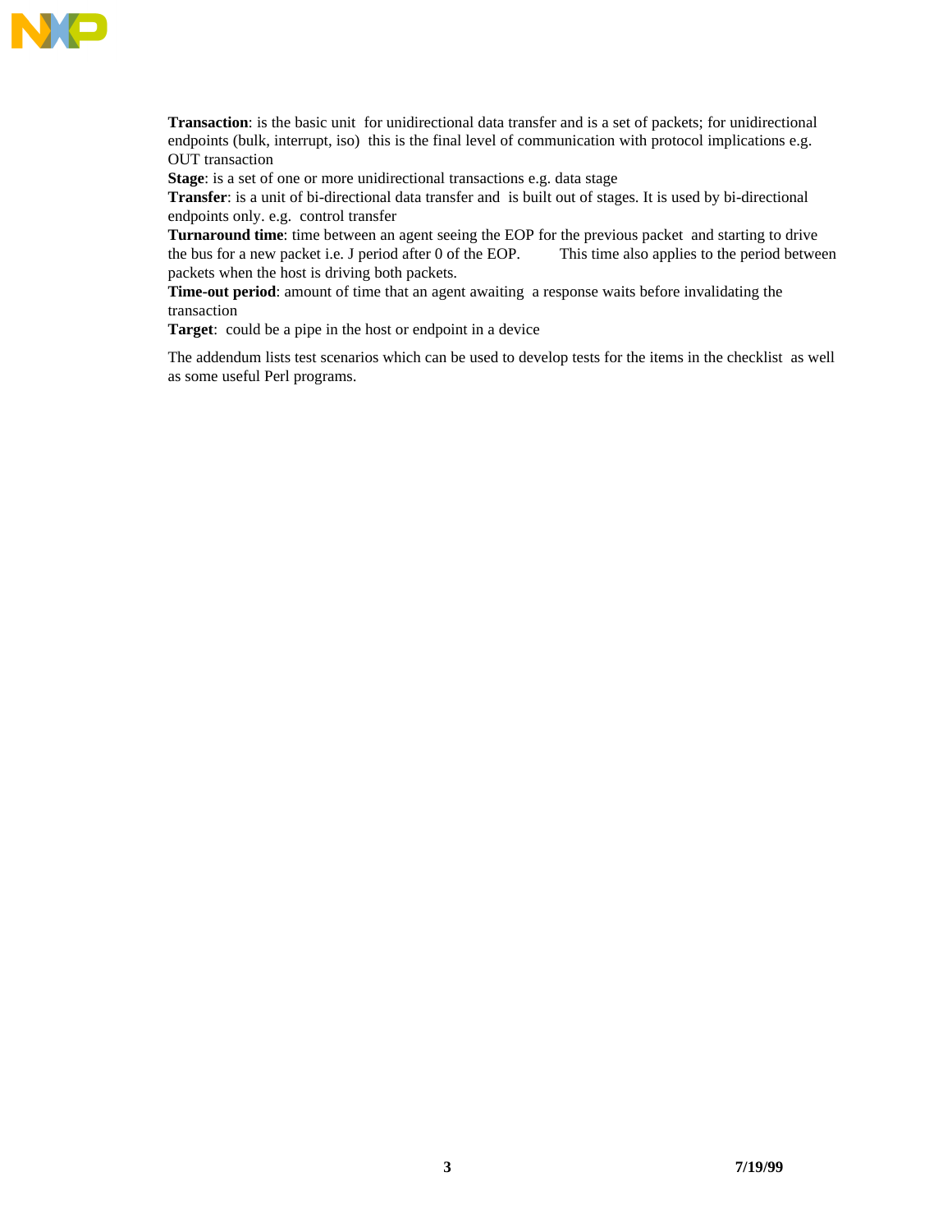**Transaction**: is the basic unit for unidirectional data transfer and is a set of packets; for unidirectional endpoints (bulk, interrupt, iso) this is the final level of communication with protocol implications e.g. OUT transaction

**Stage**: is a set of one or more unidirectional transactions e.g. data stage

**Transfer**: is a unit of bi-directional data transfer and is built out of stages. It is used by bi-directional endpoints only. e.g. control transfer

**Turnaround time**: time between an agent seeing the EOP for the previous packet and starting to drive the bus for a new packet i.e. J period after 0 of the EOP. This time also applies to the period between packets when the host is driving both packets.

**Time-out period**: amount of time that an agent awaiting a response waits before invalidating the transaction

**Target**: could be a pipe in the host or endpoint in a device

The addendum lists test scenarios which can be used to develop tests for the items in the checklist as well as some useful Perl programs.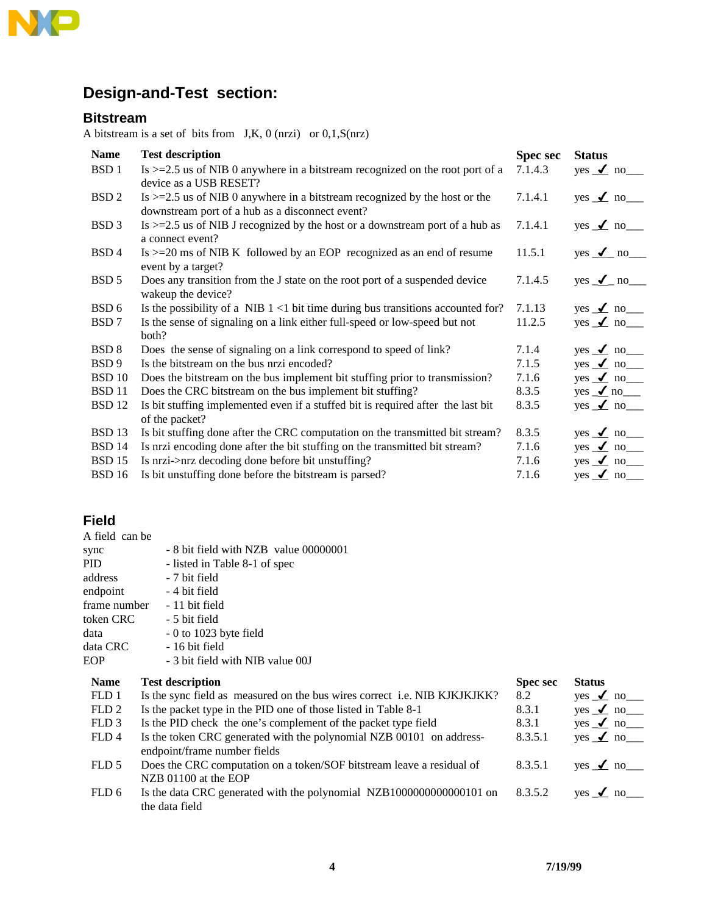## Design-and-Test section:

### Bitstream

A bitstream is a set of bits from J,K, 0 (nrzi) or 0,1,S(nrz)

| Name | Test description | Spec sec | Status |
|---|---|---|---|
| BSD 1 | Is >=2.5 us of NIB 0 anywhere in a bitstream recognized on the root port of a device as a USB RESET? | 7.1.4.3 | yes ✓ no___ |
| BSD 2 | Is >=2.5 us of NIB 0 anywhere in a bitstream recognized by the host or the downstream port of a hub as a disconnect event? | 7.1.4.1 | yes ✓ no___ |
| BSD 3 | Is >=2.5 us of NIB J recognized by the host or a downstream port of a hub as a connect event? | 7.1.4.1 | yes ✓ no___ |
| BSD 4 | Is >=20 ms of NIB K followed by an EOP recognized as an end of resume event by a target? | 11.5.1 | yes ✓ no___ |
| BSD 5 | Does any transition from the J state on the root port of a suspended device wakeup the device? | 7.1.4.5 | yes ✓ no___ |
| BSD 6 | Is the possibility of a NIB 1 <1 bit time during bus transitions accounted for? | 7.1.13 | yes ✓ no___ |
| BSD 7 | Is the sense of signaling on a link either full-speed or low-speed but not both? | 11.2.5 | yes ✓ no___ |
| BSD 8 | Does the sense of signaling on a link correspond to speed of link? | 7.1.4 | yes ✓ no___ |
| BSD 9 | Is the bitstream on the bus nrzi encoded? | 7.1.5 | yes ✓ no___ |
| BSD 10 | Does the bitstream on the bus implement bit stuffing prior to transmission? | 7.1.6 | yes ✓ no___ |
| BSD 11 | Does the CRC bitstream on the bus implement bit stuffing? | 8.3.5 | yes ✓ no___ |
| BSD 12 | Is bit stuffing implemented even if a stuffed bit is required after the last bit of the packet? | 8.3.5 | yes ✓ no___ |
| BSD 13 | Is bit stuffing done after the CRC computation on the transmitted bit stream? | 8.3.5 | yes ✓ no___ |
| BSD 14 | Is nrzi encoding done after the bit stuffing on the transmitted bit stream? | 7.1.6 | yes ✓ no___ |
| BSD 15 | Is nrzi->nrz decoding done before bit unstuffing? | 7.1.6 | yes ✓ no___ |
| BSD 16 | Is bit unstuffing done before the bitstream is parsed? | 7.1.6 | yes ✓ no___ |

### Field

A field can be

| | |
|---|---|
| sync | - 8 bit field with NZB value 00000001 |
| PID | - listed in Table 8-1 of spec |
| address | - 7 bit field |
| endpoint | - 4 bit field |
| frame number | - 11 bit field |
| token CRC | - 5 bit field |
| data | - 0 to 1023 byte field |
| data CRC | - 16 bit field |
| EOP | - 3 bit field with NIB value 00J |

| Name | Test description | Spec sec | Status |
|---|---|---|---|
| FLD 1 | Is the sync field as measured on the bus wires correct i.e. NIB KJKJKJKK? | 8.2 | yes ✓ no___ |
| FLD 2 | Is the packet type in the PID one of those listed in Table 8-1 | 8.3.1 | yes ✓ no___ |
| FLD 3 | Is the PID check the one's complement of the packet type field | 8.3.1 | yes ✓ no___ |
| FLD 4 | Is the token CRC generated with the polynomial NZB 00101 on address-endpoint/frame number fields | 8.3.5.1 | yes ✓ no___ |
| FLD 5 | Does the CRC computation on a token/SOF bitstream leave a residual of NZB 01100 at the EOP | 8.3.5.1 | yes ✓ no___ |
| FLD 6 | Is the data CRC generated with the polynomial NZB1000000000000101 on the data field | 8.3.5.2 | yes ✓ no___ |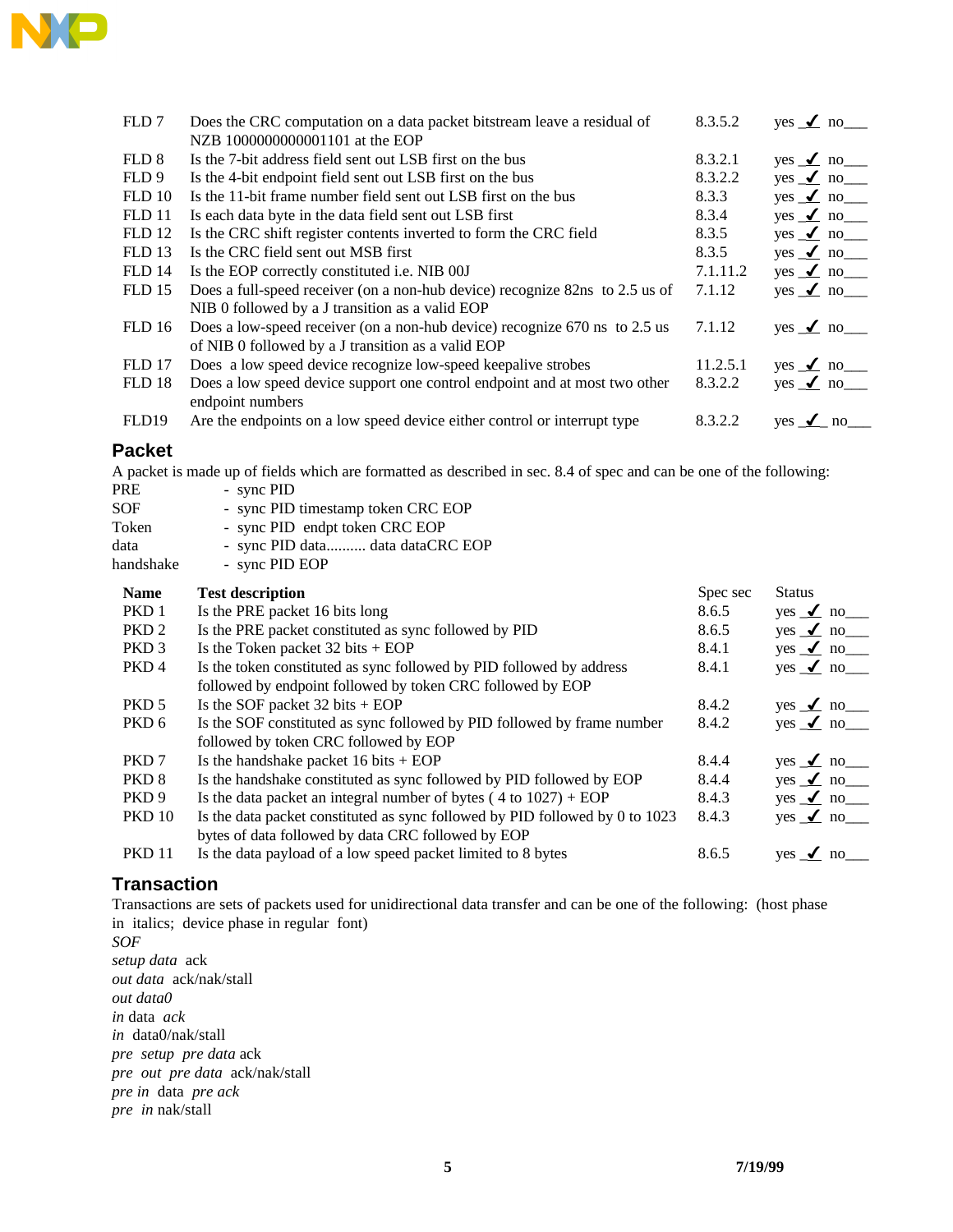| | | | |
|---|---|---|---|
| FLD 7 | Does the CRC computation on a data packet bitstream leave a residual of NZB 1000000000001101 at the EOP | 8.3.5.2 | yes ✓ no___ |
| FLD 8 | Is the 7-bit address field sent out LSB first on the bus | 8.3.2.1 | yes ✓ no___ |
| FLD 9 | Is the 4-bit endpoint field sent out LSB first on the bus | 8.3.2.2 | yes ✓ no___ |
| FLD 10 | Is the 11-bit frame number field sent out LSB first on the bus | 8.3.3 | yes ✓ no___ |
| FLD 11 | Is each data byte in the data field sent out LSB first | 8.3.4 | yes ✓ no___ |
| FLD 12 | Is the CRC shift register contents inverted to form the CRC field | 8.3.5 | yes ✓ no___ |
| FLD 13 | Is the CRC field sent out MSB first | 8.3.5 | yes ✓ no___ |
| FLD 14 | Is the EOP correctly constituted i.e. NIB 00J | 7.1.11.2 | yes ✓ no___ |
| FLD 15 | Does a full-speed receiver (on a non-hub device) recognize 82ns to 2.5 us of NIB 0 followed by a J transition as a valid EOP | 7.1.12 | yes ✓ no___ |
| FLD 16 | Does a low-speed receiver (on a non-hub device) recognize 670 ns to 2.5 us of NIB 0 followed by a J transition as a valid EOP | 7.1.12 | yes ✓ no___ |
| FLD 17 | Does a low speed device recognize low-speed keepalive strobes | 11.2.5.1 | yes ✓ no___ |
| FLD 18 | Does a low speed device support one control endpoint and at most two other endpoint numbers | 8.3.2.2 | yes ✓ no___ |
| FLD19 | Are the endpoints on a low speed device either control or interrupt type | 8.3.2.2 | yes ✓ no___ |

## Packet

A packet is made up of fields which are formatted as described in sec. 8.4 of spec and can be one of the following:

| | |
|---|---|
| PRE | - sync PID |
| SOF | - sync PID timestamp token CRC EOP |
| Token | - sync PID endpt token CRC EOP |
| data | - sync PID data.......... data dataCRC EOP |
| handshake | - sync PID EOP |

| Name | Test description | Spec sec | Status |
|---|---|---|---|
| PKD 1 | Is the PRE packet 16 bits long | 8.6.5 | yes ✓ no___ |
| PKD 2 | Is the PRE packet constituted as sync followed by PID | 8.6.5 | yes ✓ no___ |
| PKD 3 | Is the Token packet 32 bits + EOP | 8.4.1 | yes ✓ no___ |
| PKD 4 | Is the token constituted as sync followed by PID followed by address followed by endpoint followed by token CRC followed by EOP | 8.4.1 | yes ✓ no___ |
| PKD 5 | Is the SOF packet 32 bits + EOP | 8.4.2 | yes ✓ no___ |
| PKD 6 | Is the SOF constituted as sync followed by PID followed by frame number followed by token CRC followed by EOP | 8.4.2 | yes ✓ no___ |
| PKD 7 | Is the handshake packet 16 bits + EOP | 8.4.4 | yes ✓ no___ |
| PKD 8 | Is the handshake constituted as sync followed by PID followed by EOP | 8.4.4 | yes ✓ no___ |
| PKD 9 | Is the data packet an integral number of bytes ( 4 to 1027) + EOP | 8.4.3 | yes ✓ no___ |
| PKD 10 | Is the data packet constituted as sync followed by PID followed by 0 to 1023 bytes of data followed by data CRC followed by EOP | 8.4.3 | yes ✓ no___ |
| PKD 11 | Is the data payload of a low speed packet limited to 8 bytes | 8.6.5 | yes ✓ no___ |

## Transaction

Transactions are sets of packets used for unidirectional data transfer and can be one of the following: (host phase in italics; device phase in regular font)

*SOF*
*setup data* ack
*out data* ack/nak/stall
*out data0*
*in* data *ack*
*in* data0/nak/stall
*pre setup pre data* ack
*pre out pre data* ack/nak/stall
*pre in* data *pre ack*
*pre in* nak/stall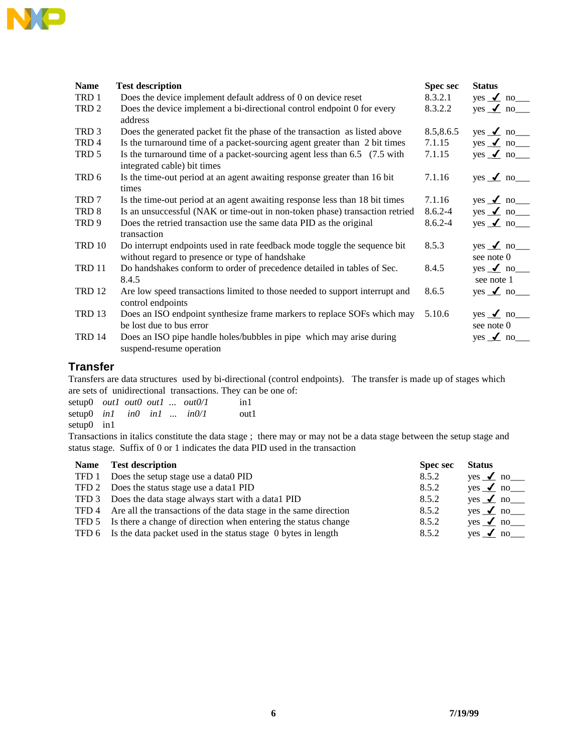| Name | Test description | Spec sec | Status |
|---|---|---|---|
| TRD 1 | Does the device implement default address of 0 on device reset | 8.3.2.1 | yes _✓_ no___ |
| TRD 2 | Does the device implement a bi-directional control endpoint 0 for every address | 8.3.2.2 | yes _✓_ no___ |
| TRD 3 | Does the generated packet fit the phase of the transaction as listed above | 8.5,8.6.5 | yes _✓_ no___ |
| TRD 4 | Is the turnaround time of a packet-sourcing agent greater than 2 bit times | 7.1.15 | yes _✓_ no___ |
| TRD 5 | Is the turnaround time of a packet-sourcing agent less than 6.5 (7.5 with integrated cable) bit times | 7.1.15 | yes _✓_ no___ |
| TRD 6 | Is the time-out period at an agent awaiting response greater than 16 bit times | 7.1.16 | yes _✓_ no___ |
| TRD 7 | Is the time-out period at an agent awaiting response less than 18 bit times | 7.1.16 | yes _✓_ no___ |
| TRD 8 | Is an unsuccessful (NAK or time-out in non-token phase) transaction retried | 8.6.2-4 | yes _✓_ no___ |
| TRD 9 | Does the retried transaction use the same data PID as the original transaction | 8.6.2-4 | yes _✓_ no___ |
| TRD 10 | Do interrupt endpoints used in rate feedback mode toggle the sequence bit without regard to presence or type of handshake | 8.5.3 | yes _✓_ no___ see note 0 |
| TRD 11 | Do handshakes conform to order of precedence detailed in tables of Sec. 8.4.5 | 8.4.5 | yes _✓_ no___ see note 1 |
| TRD 12 | Are low speed transactions limited to those needed to support interrupt and control endpoints | 8.6.5 | yes _✓_ no___ |
| TRD 13 | Does an ISO endpoint synthesize frame markers to replace SOFs which may be lost due to bus error | 5.10.6 | yes _✓_ no___ see note 0 |
| TRD 14 | Does an ISO pipe handle holes/bubbles in pipe which may arise during suspend-resume operation | | yes _✓_ no___ |

## Transfer

Transfers are data structures used by bi-directional (control endpoints). The transfer is made up of stages which are sets of unidirectional transactions. They can be one of:

setup0 *out1 out0 out1 ... out0/1* in1
setup0 *in1 in0 in1 ... in0/1* out1
setup0 in1

Transactions in italics constitute the data stage ; there may or may not be a data stage between the setup stage and status stage. Suffix of 0 or 1 indicates the data PID used in the transaction

| Name | Test description | Spec sec | Status |
|---|---|---|---|
| TFD 1 | Does the setup stage use a data0 PID | 8.5.2 | yes _✓_ no___ |
| TFD 2 | Does the status stage use a data1 PID | 8.5.2 | yes _✓_ no___ |
| TFD 3 | Does the data stage always start with a data1 PID | 8.5.2 | yes _✓_ no___ |
| TFD 4 | Are all the transactions of the data stage in the same direction | 8.5.2 | yes _✓_ no___ |
| TFD 5 | Is there a change of direction when entering the status change | 8.5.2 | yes _✓_ no___ |
| TFD 6 | Is the data packet used in the status stage 0 bytes in length | 8.5.2 | yes _✓_ no___ |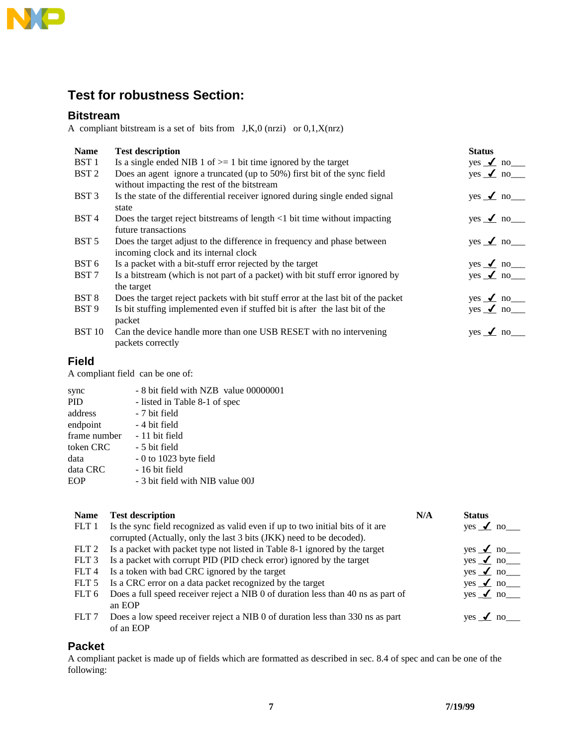## Test for robustness Section:

### Bitstream

A compliant bitstream is a set of bits from J,K,0 (nrzi) or 0,1,X(nrz)

| Name | Test description | Status |
|---|---|---|
| BST 1 | Is a single ended NIB 1 of >= 1 bit time ignored by the target | yes ✓ no___ |
| BST 2 | Does an agent ignore a truncated (up to 50%) first bit of the sync field without impacting the rest of the bitstream | yes ✓ no___ |
| BST 3 | Is the state of the differential receiver ignored during single ended signal state | yes ✓ no___ |
| BST 4 | Does the target reject bitstreams of length <1 bit time without impacting future transactions | yes ✓ no___ |
| BST 5 | Does the target adjust to the difference in frequency and phase between incoming clock and its internal clock | yes ✓ no___ |
| BST 6 | Is a packet with a bit-stuff error rejected by the target | yes ✓ no___ |
| BST 7 | Is a bitstream (which is not part of a packet) with bit stuff error ignored by the target | yes ✓ no___ |
| BST 8 | Does the target reject packets with bit stuff error at the last bit of the packet | yes ✓ no___ |
| BST 9 | Is bit stuffing implemented even if stuffed bit is after the last bit of the packet | yes ✓ no___ |
| BST 10 | Can the device handle more than one USB RESET with no intervening packets correctly | yes ✓ no___ |

### Field

A compliant field can be one of:

| | |
|---|---|
| sync | - 8 bit field with NZB value 00000001 |
| PID | - listed in Table 8-1 of spec |
| address | - 7 bit field |
| endpoint | - 4 bit field |
| frame number | - 11 bit field |
| token CRC | - 5 bit field |
| data | - 0 to 1023 byte field |
| data CRC | - 16 bit field |
| EOP | - 3 bit field with NIB value 00J |

| Name | Test description | N/A | Status |
|---|---|---|---|
| FLT 1 | Is the sync field recognized as valid even if up to two initial bits of it are corrupted (Actually, only the last 3 bits (JKK) need to be decoded). | | yes ✓ no___ |
| FLT 2 | Is a packet with packet type not listed in Table 8-1 ignored by the target | | yes ✓ no___ |
| FLT 3 | Is a packet with corrupt PID (PID check error) ignored by the target | | yes ✓ no___ |
| FLT 4 | Is a token with bad CRC ignored by the target | | yes ✓ no___ |
| FLT 5 | Is a CRC error on a data packet recognized by the target | | yes ✓ no___ |
| FLT 6 | Does a full speed receiver reject a NIB 0 of duration less than 40 ns as part of an EOP | | yes ✓ no___ |
| FLT 7 | Does a low speed receiver reject a NIB 0 of duration less than 330 ns as part of an EOP | | yes ✓ no___ |

### Packet

A compliant packet is made up of fields which are formatted as described in sec. 8.4 of spec and can be one of the following: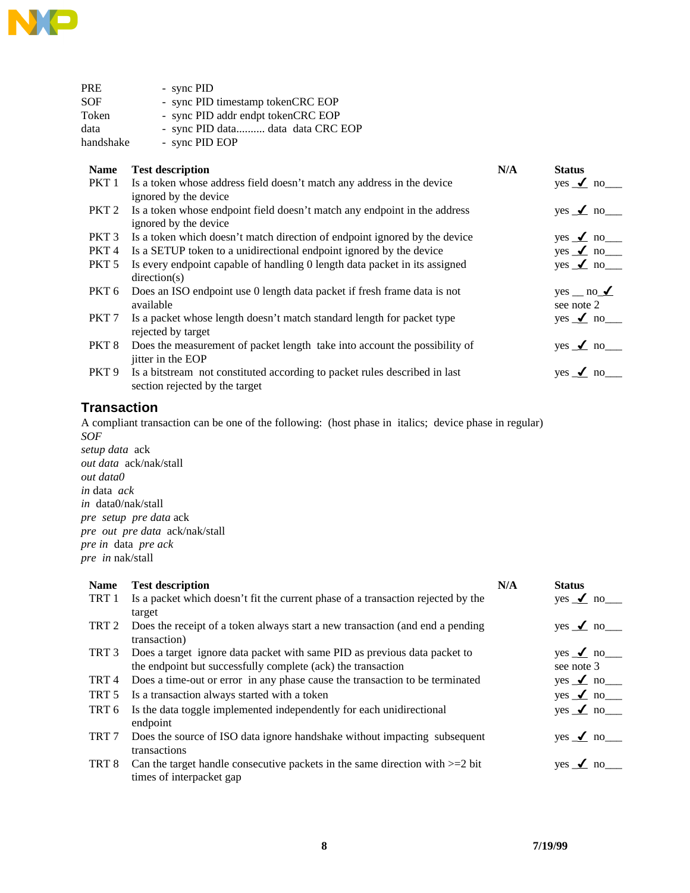| | |
|---|---|
| PRE | - sync PID |
| SOF | - sync PID timestamp tokenCRC EOP |
| Token | - sync PID addr endpt tokenCRC EOP |
| data | - sync PID data.......... data data CRC EOP |
| handshake | - sync PID EOP |

| Name | Test description | N/A | Status |
|---|---|---|---|
| PKT 1 | Is a token whose address field doesn't match any address in the device ignored by the device | | yes ✓ no___ |
| PKT 2 | Is a token whose endpoint field doesn't match any endpoint in the address ignored by the device | | yes ✓ no___ |
| PKT 3 | Is a token which doesn't match direction of endpoint ignored by the device | | yes ✓ no___ |
| PKT 4 | Is a SETUP token to a unidirectional endpoint ignored by the device | | yes ✓ no___ |
| PKT 5 | Is every endpoint capable of handling 0 length data packet in its assigned direction(s) | | yes ✓ no___ |
| PKT 6 | Does an ISO endpoint use 0 length data packet if fresh frame data is not available | | yes __ no ✓ see note 2 |
| PKT 7 | Is a packet whose length doesn't match standard length for packet type rejected by target | | yes ✓ no___ |
| PKT 8 | Does the measurement of packet length take into account the possibility of jitter in the EOP | | yes ✓ no___ |
| PKT 9 | Is a bitstream not constituted according to packet rules described in last section rejected by the target | | yes ✓ no___ |

## Transaction

A compliant transaction can be one of the following: (host phase in italics; device phase in regular)

*SOF*
*setup data* ack
*out data* ack/nak/stall
*out data0*
*in* data *ack*
*in* data0/nak/stall
*pre setup pre data* ack
*pre out pre data* ack/nak/stall
*pre in* data *pre ack*
*pre in* nak/stall

| Name | Test description | N/A | Status |
|---|---|---|---|
| TRT 1 | Is a packet which doesn't fit the current phase of a transaction rejected by the target | | yes ✓ no___ |
| TRT 2 | Does the receipt of a token always start a new transaction (and end a pending transaction) | | yes ✓ no___ |
| TRT 3 | Does a target ignore data packet with same PID as previous data packet to the endpoint but successfully complete (ack) the transaction | | yes ✓ no___ see note 3 |
| TRT 4 | Does a time-out or error in any phase cause the transaction to be terminated | | yes ✓ no___ |
| TRT 5 | Is a transaction always started with a token | | yes ✓ no___ |
| TRT 6 | Is the data toggle implemented independently for each unidirectional endpoint | | yes ✓ no___ |
| TRT 7 | Does the source of ISO data ignore handshake without impacting subsequent transactions | | yes ✓ no___ |
| TRT 8 | Can the target handle consecutive packets in the same direction with >=2 bit times of interpacket gap | | yes ✓ no___ |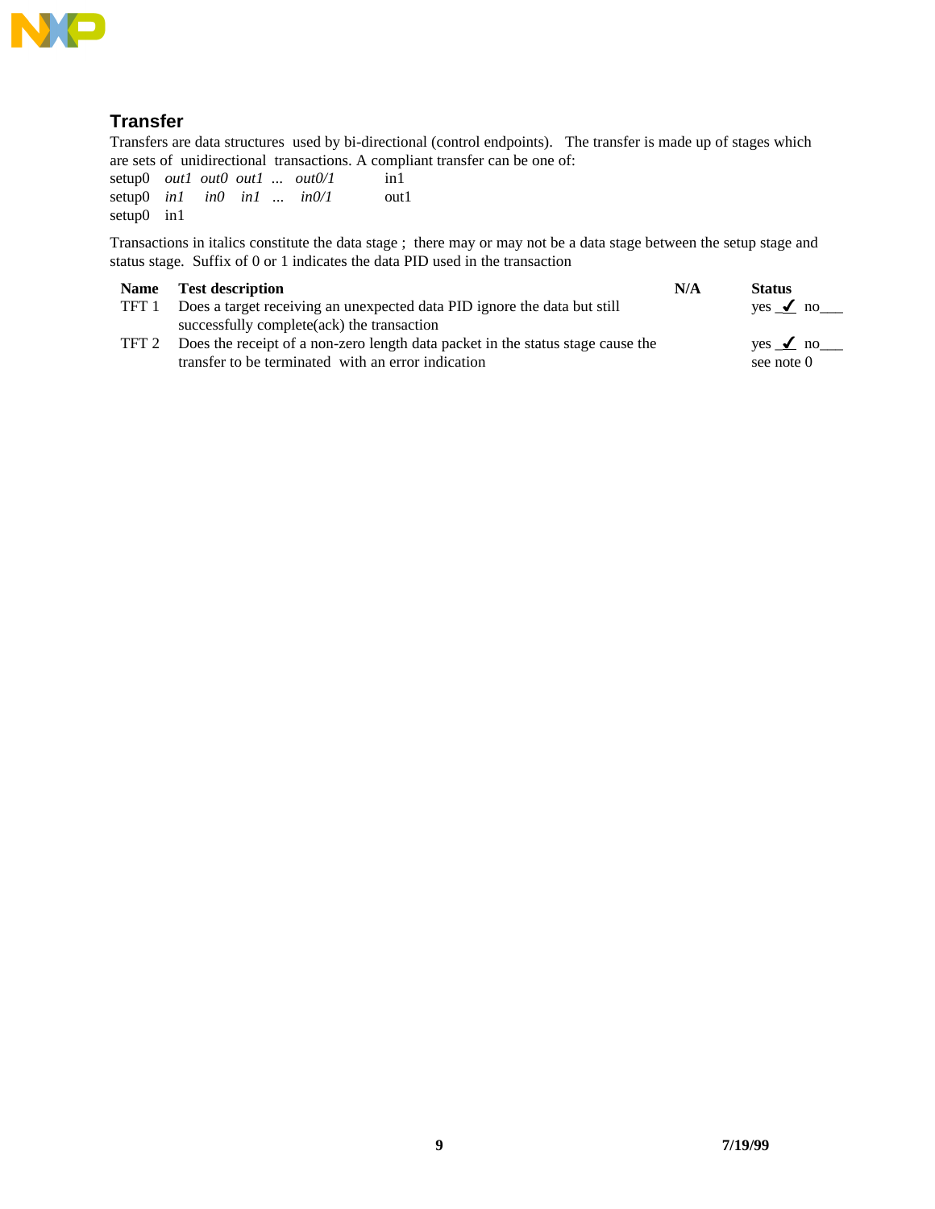## Transfer

Transfers are data structures used by bi-directional (control endpoints). The transfer is made up of stages which are sets of unidirectional transactions. A compliant transfer can be one of:

setup0 *out1 out0 out1 ... out0/1* in1
setup0 *in1 in0 in1 ... in0/1* out1
setup0 in1

Transactions in italics constitute the data stage ; there may or may not be a data stage between the setup stage and status stage. Suffix of 0 or 1 indicates the data PID used in the transaction

| Name | Test description | N/A | Status |
|---|---|---|---|
| TFT 1 | Does a target receiving an unexpected data PID ignore the data but still successfully complete(ack) the transaction | | yes _✔ no___ |
| TFT 2 | Does the receipt of a non-zero length data packet in the status stage cause the transfer to be terminated with an error indication | | yes _✔ no___ see note 0 |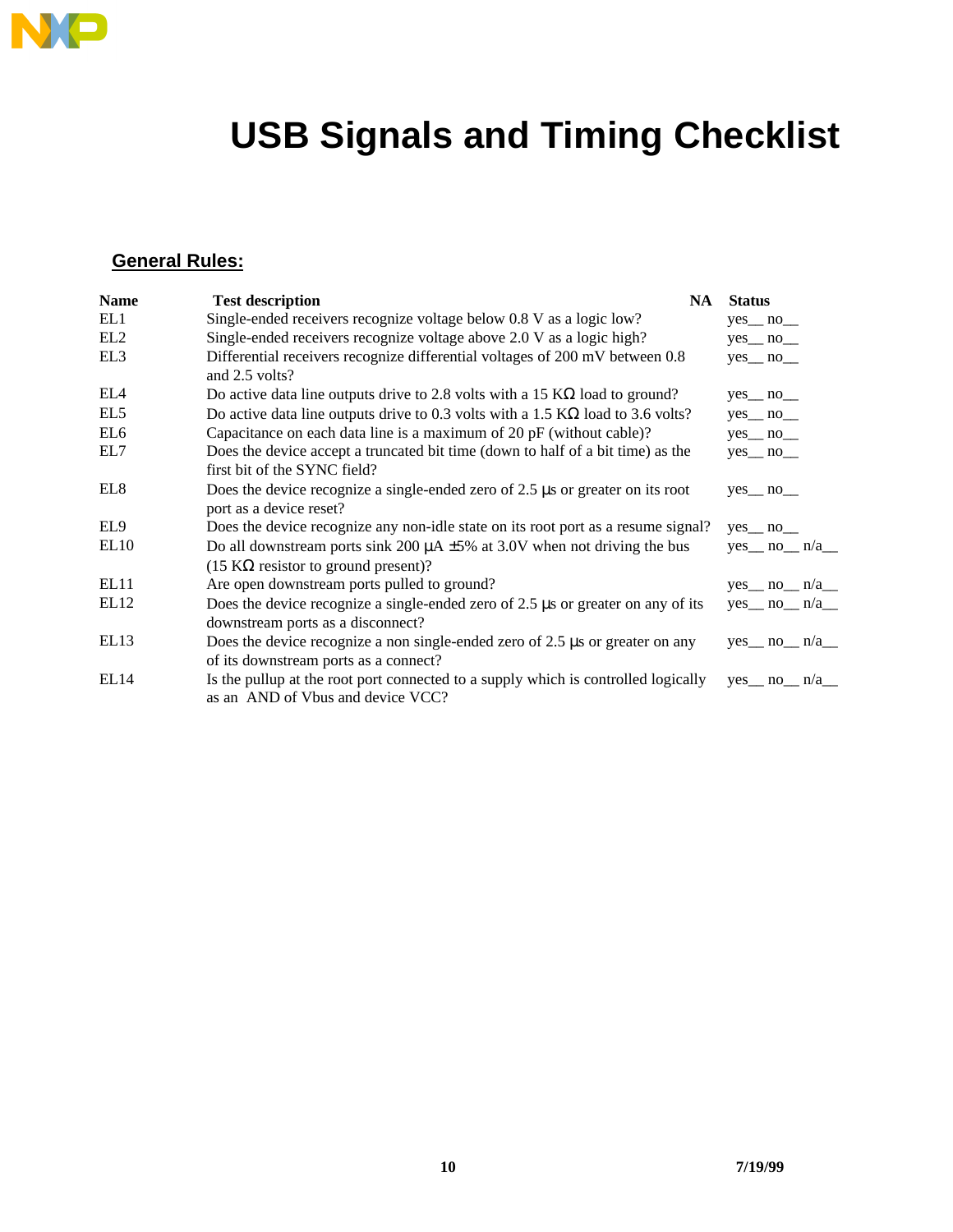# USB Signals and Timing Checklist

## General Rules:

| Name | Test description | NA | Status |
|---|---|---|---|
| EL1 | Single-ended receivers recognize voltage below 0.8 V as a logic low? | | yes__ no__ |
| EL2 | Single-ended receivers recognize voltage above 2.0 V as a logic high? | | yes__ no__ |
| EL3 | Differential receivers recognize differential voltages of 200 mV between 0.8 and 2.5 volts? | | yes__ no__ |
| EL4 | Do active data line outputs drive to 2.8 volts with a 15 KΩ load to ground? | | yes__ no__ |
| EL5 | Do active data line outputs drive to 0.3 volts with a 1.5 KΩ load to 3.6 volts? | | yes__ no__ |
| EL6 | Capacitance on each data line is a maximum of 20 pF (without cable)? | | yes__ no__ |
| EL7 | Does the device accept a truncated bit time (down to half of a bit time) as the first bit of the SYNC field? | | yes__ no__ |
| EL8 | Does the device recognize a single-ended zero of 2.5 µs or greater on its root port as a device reset? | | yes__ no__ |
| EL9 | Does the device recognize any non-idle state on its root port as a resume signal? | | yes__ no__ |
| EL10 | Do all downstream ports sink 200 µA ±5% at 3.0V when not driving the bus (15 KΩ resistor to ground present)? | | yes__ no__ n/a__ |
| EL11 | Are open downstream ports pulled to ground? | | yes__ no__ n/a__ |
| EL12 | Does the device recognize a single-ended zero of 2.5 µs or greater on any of its downstream ports as a disconnect? | | yes__ no__ n/a__ |
| EL13 | Does the device recognize a non single-ended zero of 2.5 µs or greater on any of its downstream ports as a connect? | | yes__ no__ n/a__ |
| EL14 | Is the pullup at the root port connected to a supply which is controlled logically as an AND of Vbus and device VCC? | | yes__ no__ n/a__ |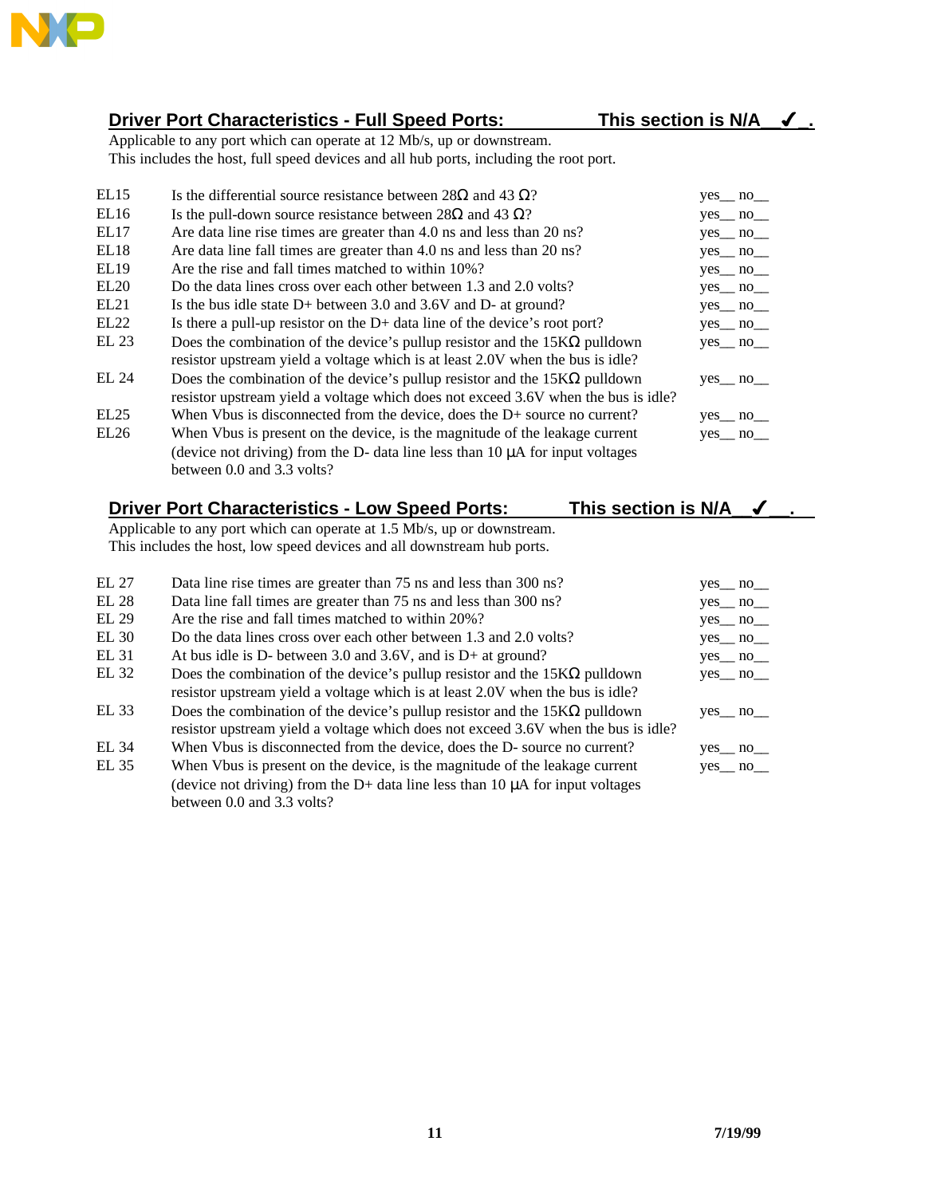## Driver Port Characteristics - Full Speed Ports: This section is N/A__✓_.

Applicable to any port which can operate at 12 Mb/s, up or downstream.
This includes the host, full speed devices and all hub ports, including the root port.

| | | |
|---|---|---|
| EL15 | Is the differential source resistance between 28Ω and 43 Ω? | yes__ no__ |
| EL16 | Is the pull-down source resistance between 28Ω and 43 Ω? | yes__ no__ |
| EL17 | Are data line rise times are greater than 4.0 ns and less than 20 ns? | yes__ no__ |
| EL18 | Are data line fall times are greater than 4.0 ns and less than 20 ns? | yes__ no__ |
| EL19 | Are the rise and fall times matched to within 10%? | yes__ no__ |
| EL20 | Do the data lines cross over each other between 1.3 and 2.0 volts? | yes__ no__ |
| EL21 | Is the bus idle state D+ between 3.0 and 3.6V and D- at ground? | yes__ no__ |
| EL22 | Is there a pull-up resistor on the D+ data line of the device's root port? | yes__ no__ |
| EL 23 | Does the combination of the device's pullup resistor and the 15KΩ pulldown resistor upstream yield a voltage which is at least 2.0V when the bus is idle? | yes__ no__ |
| EL 24 | Does the combination of the device's pullup resistor and the 15KΩ pulldown resistor upstream yield a voltage which does not exceed 3.6V when the bus is idle? | yes__ no__ |
| EL25 | When Vbus is disconnected from the device, does the D+ source no current? | yes__ no__ |
| EL26 | When Vbus is present on the device, is the magnitude of the leakage current (device not driving) from the D- data line less than 10 μA for input voltages between 0.0 and 3.3 volts? | yes__ no__ |

## Driver Port Characteristics - Low Speed Ports: This section is N/A__✓__.

Applicable to any port which can operate at 1.5 Mb/s, up or downstream.
This includes the host, low speed devices and all downstream hub ports.

| | | |
|---|---|---|
| EL 27 | Data line rise times are greater than 75 ns and less than 300 ns? | yes__ no__ |
| EL 28 | Data line fall times are greater than 75 ns and less than 300 ns? | yes__ no__ |
| EL 29 | Are the rise and fall times matched to within 20%? | yes__ no__ |
| EL 30 | Do the data lines cross over each other between 1.3 and 2.0 volts? | yes__ no__ |
| EL 31 | At bus idle is D- between 3.0 and 3.6V, and is D+ at ground? | yes__ no__ |
| EL 32 | Does the combination of the device's pullup resistor and the 15KΩ pulldown resistor upstream yield a voltage which is at least 2.0V when the bus is idle? | yes__ no__ |
| EL 33 | Does the combination of the device's pullup resistor and the 15KΩ pulldown resistor upstream yield a voltage which does not exceed 3.6V when the bus is idle? | yes__ no__ |
| EL 34 | When Vbus is disconnected from the device, does the D- source no current? | yes__ no__ |
| EL 35 | When Vbus is present on the device, is the magnitude of the leakage current (device not driving) from the D+ data line less than 10 μA for input voltages between 0.0 and 3.3 volts? | yes__ no__ |

7/19/99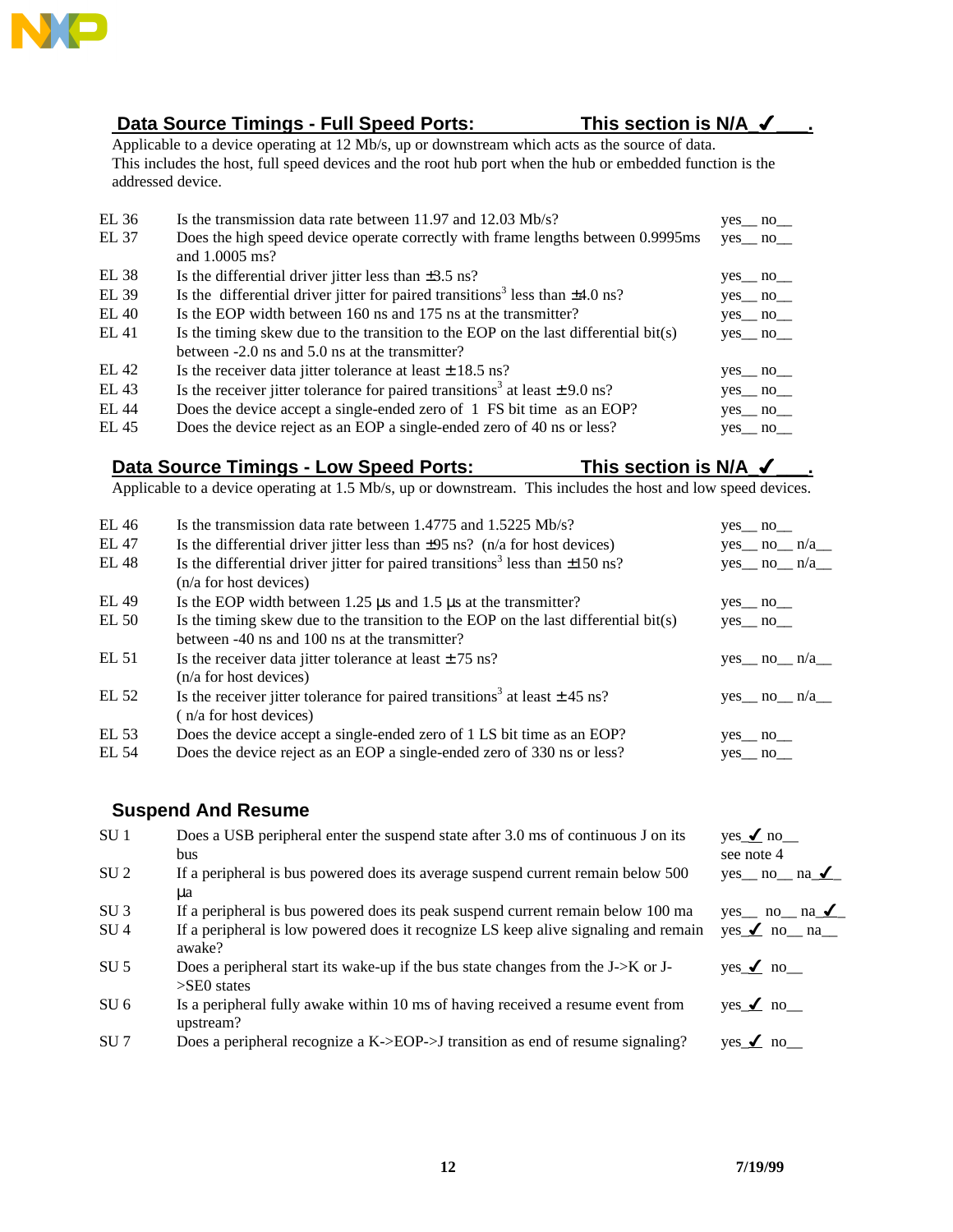## Data Source Timings - Full Speed Ports: This section is N/A ✓___.

Applicable to a device operating at 12 Mb/s, up or downstream which acts as the source of data. This includes the host, full speed devices and the root hub port when the hub or embedded function is the addressed device.

| | | |
|---|---|---|
| EL 36 | Is the transmission data rate between 11.97 and 12.03 Mb/s? | yes__ no__ |
| EL 37 | Does the high speed device operate correctly with frame lengths between 0.9995ms and 1.0005 ms? | yes__ no__ |
| EL 38 | Is the differential driver jitter less than ±3.5 ns? | yes__ no__ |
| EL 39 | Is the differential driver jitter for paired transitions[3] less than ±4.0 ns? | yes__ no__ |
| EL 40 | Is the EOP width between 160 ns and 175 ns at the transmitter? | yes__ no__ |
| EL 41 | Is the timing skew due to the transition to the EOP on the last differential bit(s) between -2.0 ns and 5.0 ns at the transmitter? | yes__ no__ |
| EL 42 | Is the receiver data jitter tolerance at least ± 18.5 ns? | yes__ no__ |
| EL 43 | Is the receiver jitter tolerance for paired transitions[3] at least ± 9.0 ns? | yes__ no__ |
| EL 44 | Does the device accept a single-ended zero of 1 FS bit time as an EOP? | yes__ no__ |
| EL 45 | Does the device reject as an EOP a single-ended zero of 40 ns or less? | yes__ no__ |

## Data Source Timings - Low Speed Ports: This section is N/A ✓___.

Applicable to a device operating at 1.5 Mb/s, up or downstream. This includes the host and low speed devices.

| | | |
|---|---|---|
| EL 46 | Is the transmission data rate between 1.4775 and 1.5225 Mb/s? | yes__ no__ |
| EL 47 | Is the differential driver jitter less than ±95 ns? (n/a for host devices) | yes__ no__ n/a__ |
| EL 48 | Is the differential driver jitter for paired transitions[3] less than ±150 ns? (n/a for host devices) | yes__ no__ n/a__ |
| EL 49 | Is the EOP width between 1.25 µs and 1.5 µs at the transmitter? | yes__ no__ |
| EL 50 | Is the timing skew due to the transition to the EOP on the last differential bit(s) between -40 ns and 100 ns at the transmitter? | yes__ no__ |
| EL 51 | Is the receiver data jitter tolerance at least ± 75 ns? (n/a for host devices) | yes__ no__ n/a__ |
| EL 52 | Is the receiver jitter tolerance for paired transitions[3] at least ± 45 ns? ( n/a for host devices) | yes__ no__ n/a__ |
| EL 53 | Does the device accept a single-ended zero of 1 LS bit time as an EOP? | yes__ no__ |
| EL 54 | Does the device reject as an EOP a single-ended zero of 330 ns or less? | yes__ no__ |

## Suspend And Resume

| | | |
|---|---|---|
| SU 1 | Does a USB peripheral enter the suspend state after 3.0 ms of continuous J on its bus | yes_✓ no__ see note 4 |
| SU 2 | If a peripheral is bus powered does its average suspend current remain below 500 µa | yes__ no__ na_✓_ |
| SU 3 | If a peripheral is bus powered does its peak suspend current remain below 100 ma | yes__ no__ na_✓_ |
| SU 4 | If a peripheral is low powered does it recognize LS keep alive signaling and remain awake? | yes_✓ no__ na__ |
| SU 5 | Does a peripheral start its wake-up if the bus state changes from the J->K or J->SE0 states | yes_✓ no__ |
| SU 6 | Is a peripheral fully awake within 10 ms of having received a resume event from upstream? | yes_✓ no__ |
| SU 7 | Does a peripheral recognize a K->EOP->J transition as end of resume signaling? | yes_✓ no__ |

7/19/99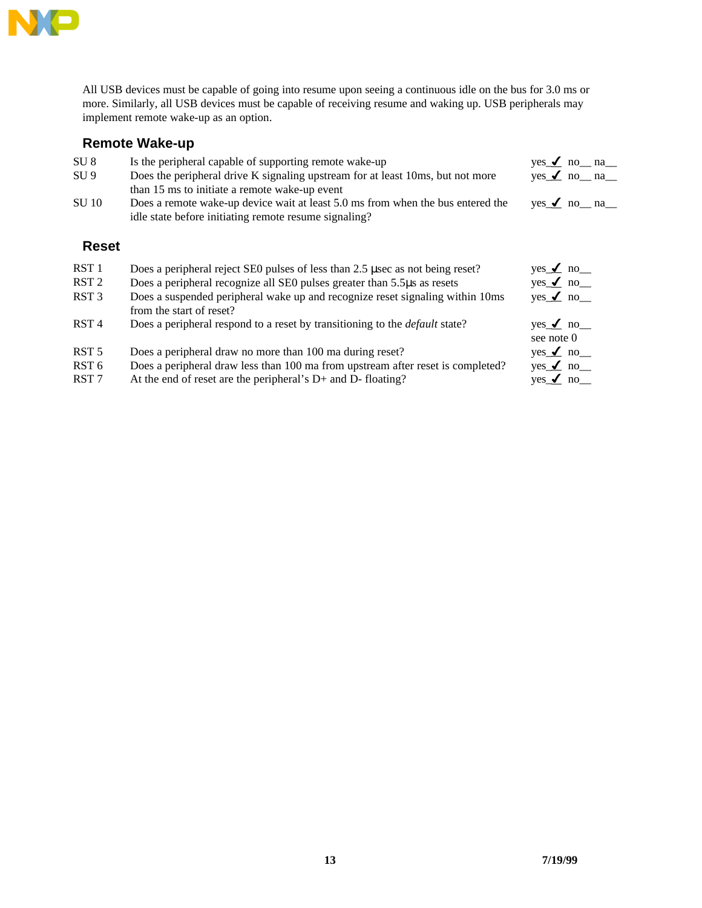All USB devices must be capable of going into resume upon seeing a continuous idle on the bus for 3.0 ms or more. Similarly, all USB devices must be capable of receiving resume and waking up. USB peripherals may implement remote wake-up as an option.

## Remote Wake-up

| | | |
|---|---|---|
| SU 8 | Is the peripheral capable of supporting remote wake-up | yes_✓ no__ na__ |
| SU 9 | Does the peripheral drive K signaling upstream for at least 10ms, but not more than 15 ms to initiate a remote wake-up event | yes_✓ no__ na__ |
| SU 10 | Does a remote wake-up device wait at least 5.0 ms from when the bus entered the idle state before initiating remote resume signaling? | yes_✓ no__ na__ |

## Reset

| | | |
|---|---|---|
| RST 1 | Does a peripheral reject SE0 pulses of less than 2.5 µsec as not being reset? | yes_✓ no__ |
| RST 2 | Does a peripheral recognize all SE0 pulses greater than 5.5µs as resets | yes_✓ no__ |
| RST 3 | Does a suspended peripheral wake up and recognize reset signaling within 10ms from the start of reset? | yes_✓ no__ |
| RST 4 | Does a peripheral respond to a reset by transitioning to the *default* state? | yes_✓ no__ see note 0 |
| RST 5 | Does a peripheral draw no more than 100 ma during reset? | yes_✓ no__ |
| RST 6 | Does a peripheral draw less than 100 ma from upstream after reset is completed? | yes_✓ no__ |
| RST 7 | At the end of reset are the peripheral's D+ and D- floating? | yes_✓ no__ |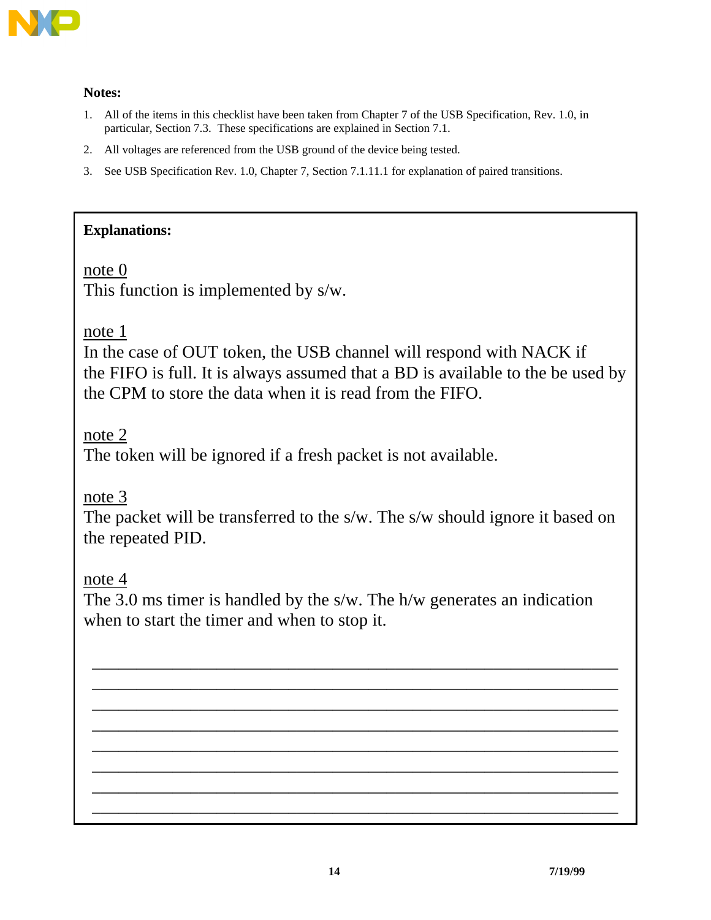**Notes:**

1. All of the items in this checklist have been taken from Chapter 7 of the USB Specification, Rev. 1.0, in particular, Section 7.3. These specifications are explained in Section 7.1.
2. All voltages are referenced from the USB ground of the device being tested.
3. See USB Specification Rev. 1.0, Chapter 7, Section 7.1.11.1 for explanation of paired transitions.

**Explanations:**

note 0

This function is implemented by s/w.

note 1

In the case of OUT token, the USB channel will respond with NACK if the FIFO is full. It is always assumed that a BD is available to the be used by the CPM to store the data when it is read from the FIFO.

note 2

The token will be ignored if a fresh packet is not available.

note 3

The packet will be transferred to the s/w. The s/w should ignore it based on the repeated PID.

note 4

The 3.0 ms timer is handled by the s/w. The h/w generates an indication when to start the timer and when to stop it.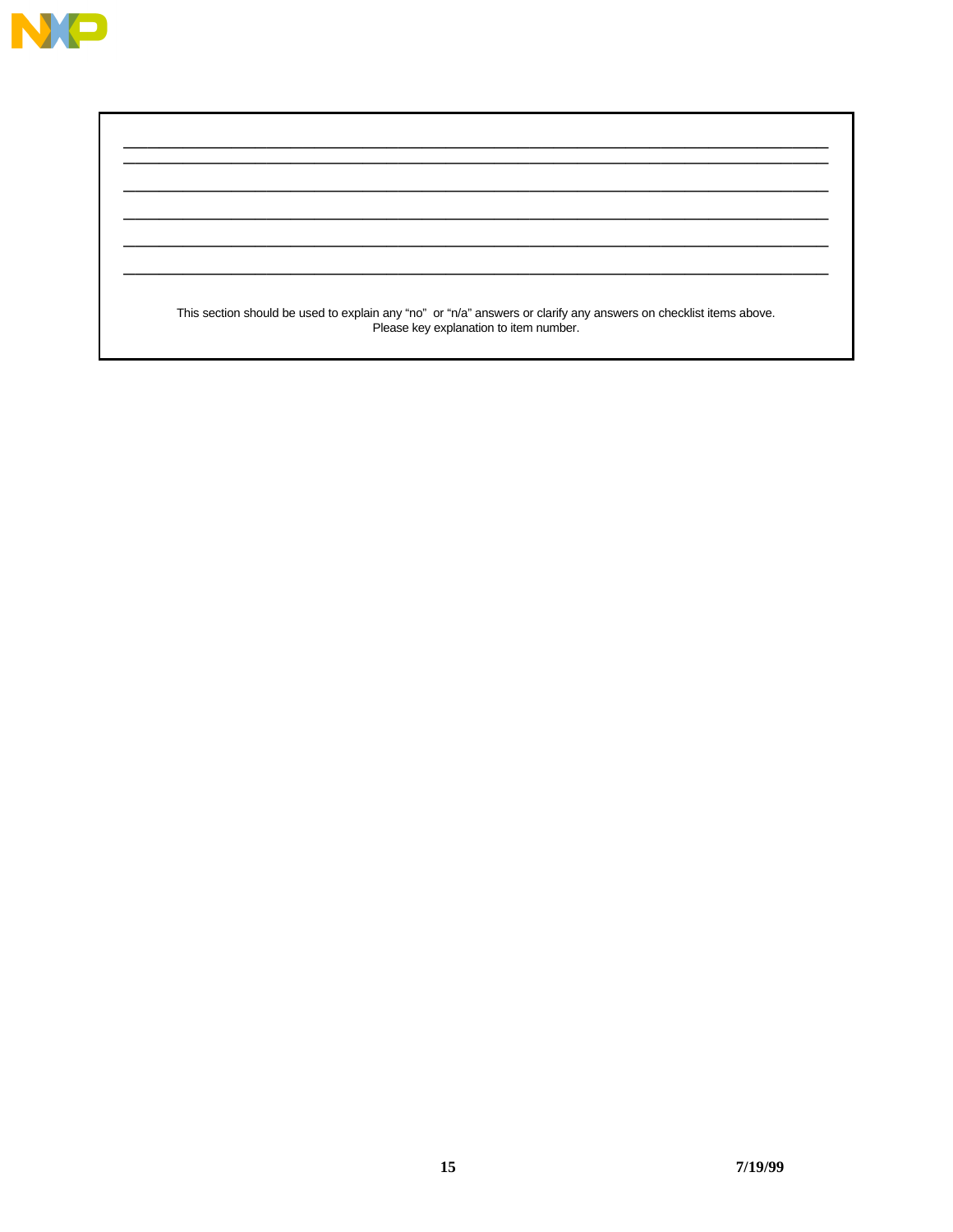This section should be used to explain any "no" or "n/a" answers or clarify any answers on checklist items above.
Please key explanation to item number.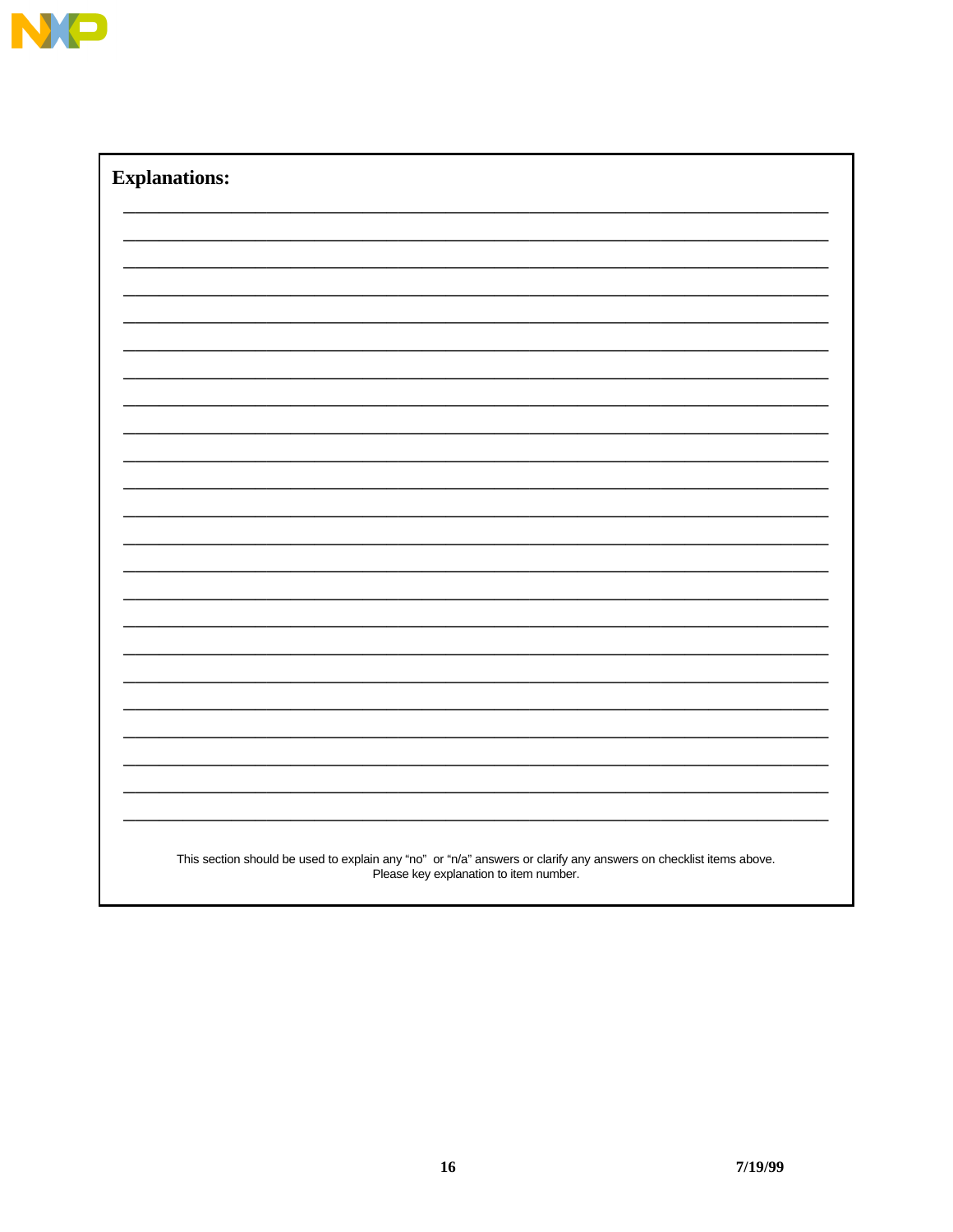**Explanations:**

This section should be used to explain any "no" or "n/a" answers or clarify any answers on checklist items above.
Please key explanation to item number.

7/19/99